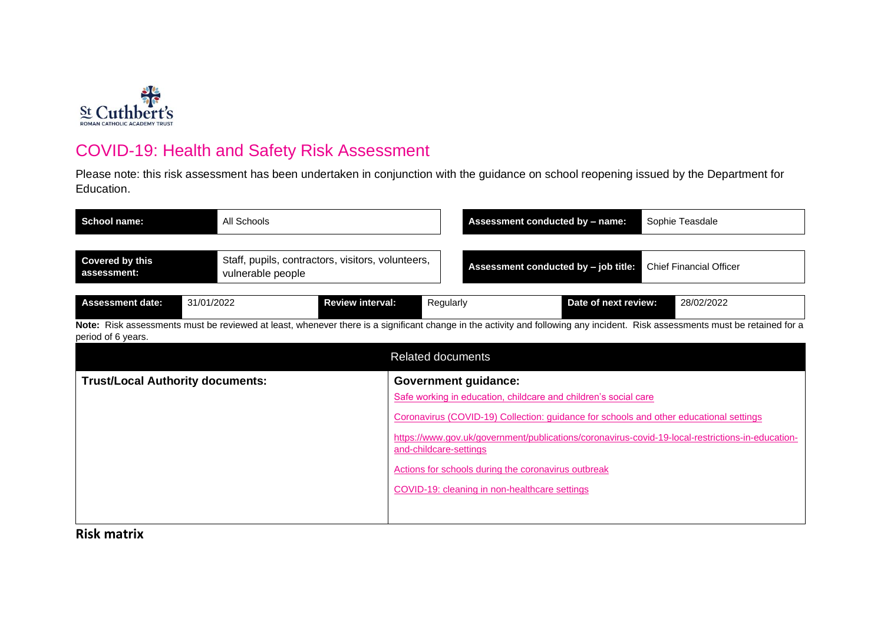St Cuthbert's
ROMAN CATHOLIC ACADEMY TRUST

# COVID-19: Health and Safety Risk Assessment

Please note: this risk assessment has been undertaken in conjunction with the guidance on school reopening issued by the Department for Education.

| **School name:** | All Schools | **Assessment conducted by – name:** | Sophie Teasdale |
|---|---|---|---|
| **Covered by this assessment:** | Staff, pupils, contractors, visitors, volunteers, vulnerable people | **Assessment conducted by – job title:** | Chief Financial Officer |

| **Assessment date:** | 31/01/2022 | **Review interval:** | Regularly | **Date of next review:** | 28/02/2022 |
|---|---|---|---|---|---|

**Note:** Risk assessments must be reviewed at least, whenever there is a significant change in the activity and following any incident. Risk assessments must be retained for a period of 6 years.

| Related documents | |
|---|---|
| **Trust/Local Authority documents:** | **Government guidance:**<br>Safe working in education, childcare and children's social care<br>Coronavirus (COVID-19) Collection: guidance for schools and other educational settings<br>https://www.gov.uk/government/publications/coronavirus-covid-19-local-restrictions-in-education-and-childcare-settings<br>Actions for schools during the coronavirus outbreak<br>COVID-19: cleaning in non-healthcare settings |

**Risk matrix**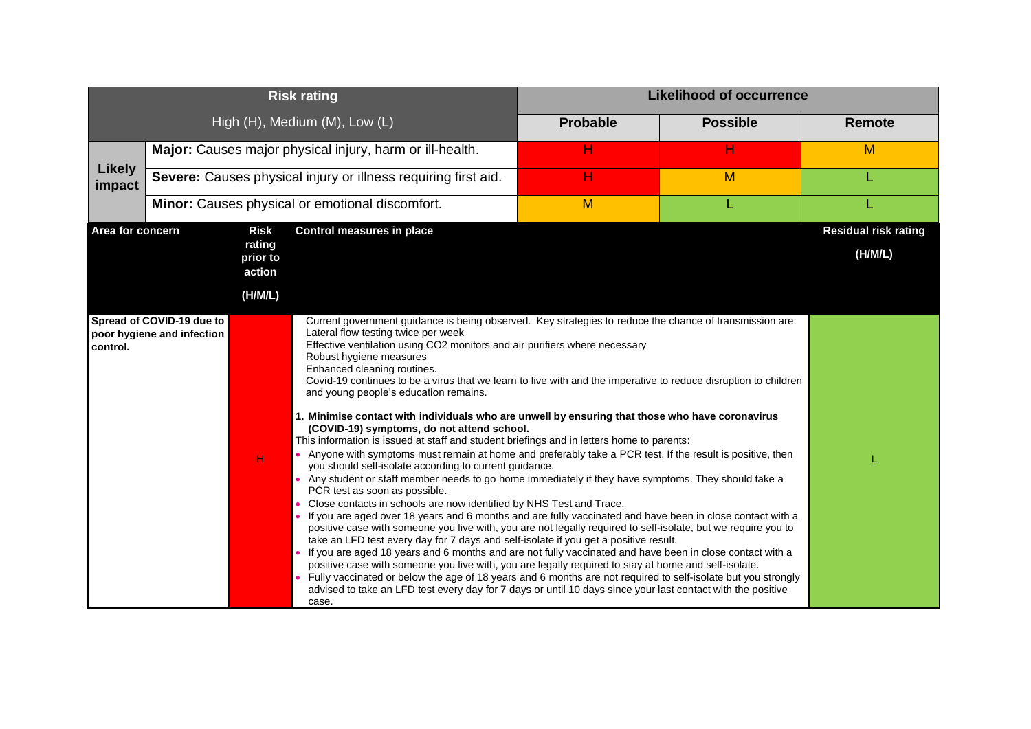| Risk rating<br>High (H), Medium (M), Low (L) | | Likelihood of occurrence | | |
|---|---|---|---|---|
| | | **Probable** | **Possible** | **Remote** |
| **Likely impact** | **Major:** Causes major physical injury, harm or ill-health. | H | H | M |
| | **Severe:** Causes physical injury or illness requiring first aid. | H | M | L |
| | **Minor:** Causes physical or emotional discomfort. | M | L | L |

| Area for concern | Risk rating prior to action (H/M/L) | Control measures in place | Residual risk rating (H/M/L) |
|---|---|---|---|
| **Spread of COVID-19 due to poor hygiene and infection control.** | H | Current government guidance is being observed. Key strategies to reduce the chance of transmission are:<br>Lateral flow testing twice per week<br>Effective ventilation using CO2 monitors and air purifiers where necessary<br>Robust hygiene measures<br>Enhanced cleaning routines.<br>Covid-19 continues to be a virus that we learn to live with and the imperative to reduce disruption to children and young people's education remains.<br><br>**1. Minimise contact with individuals who are unwell by ensuring that those who have coronavirus (COVID-19) symptoms, do not attend school.**<br>This information is issued at staff and student briefings and in letters home to parents:<br>• Anyone with symptoms must remain at home and preferably take a PCR test. If the result is positive, then you should self-isolate according to current guidance.<br>• Any student or staff member needs to go home immediately if they have symptoms. They should take a PCR test as soon as possible.<br>• Close contacts in schools are now identified by NHS Test and Trace.<br>• If you are aged over 18 years and 6 months and are fully vaccinated and have been in close contact with a positive case with someone you live with, you are not legally required to self-isolate, but we require you to take an LFD test every day for 7 days and self-isolate if you get a positive result.<br>• If you are aged 18 years and 6 months and are not fully vaccinated and have been in close contact with a positive case with someone you live with, you are legally required to stay at home and self-isolate.<br>• Fully vaccinated or below the age of 18 years and 6 months are not required to self-isolate but you strongly advised to take an LFD test every day for 7 days or until 10 days since your last contact with the positive case. | L |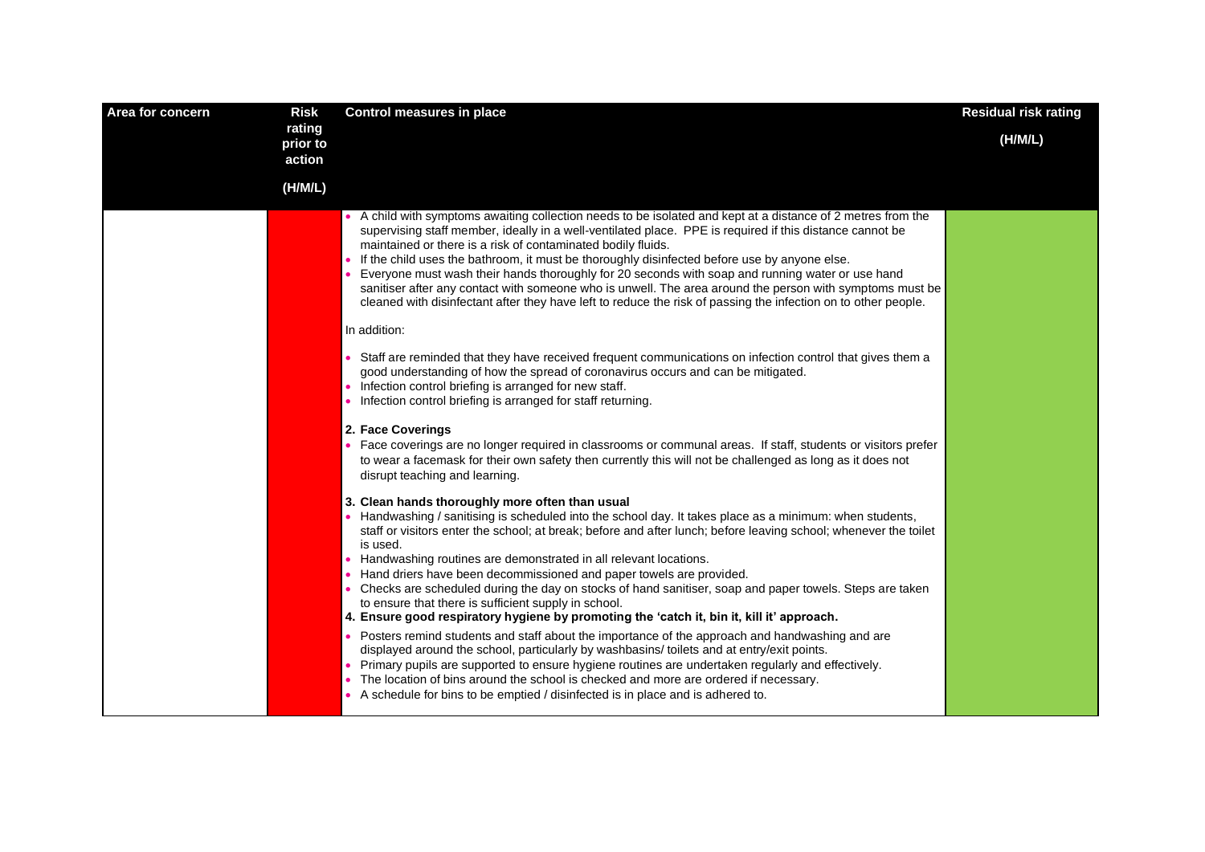| Area for concern | Risk rating prior to action (H/M/L) | Control measures in place | Residual risk rating (H/M/L) |
|---|---|---|---|
| | | • A child with symptoms awaiting collection needs to be isolated and kept at a distance of 2 metres from the supervising staff member, ideally in a well-ventilated place. PPE is required if this distance cannot be maintained or there is a risk of contaminated bodily fluids.<br>• If the child uses the bathroom, it must be thoroughly disinfected before use by anyone else.<br>• Everyone must wash their hands thoroughly for 20 seconds with soap and running water or use hand sanitiser after any contact with someone who is unwell. The area around the person with symptoms must be cleaned with disinfectant after they have left to reduce the risk of passing the infection on to other people.<br><br>In addition:<br><br>• Staff are reminded that they have received frequent communications on infection control that gives them a good understanding of how the spread of coronavirus occurs and can be mitigated.<br>• Infection control briefing is arranged for new staff.<br>• Infection control briefing is arranged for staff returning.<br><br>**2. Face Coverings**<br>• Face coverings are no longer required in classrooms or communal areas. If staff, students or visitors prefer to wear a facemask for their own safety then currently this will not be challenged as long as it does not disrupt teaching and learning.<br><br>**3. Clean hands thoroughly more often than usual**<br>• Handwashing / sanitising is scheduled into the school day. It takes place as a minimum: when students, staff or visitors enter the school; at break; before and after lunch; before leaving school; whenever the toilet is used.<br>• Handwashing routines are demonstrated in all relevant locations.<br>• Hand driers have been decommissioned and paper towels are provided.<br>• Checks are scheduled during the day on stocks of hand sanitiser, soap and paper towels. Steps are taken to ensure that there is sufficient supply in school.<br>**4. Ensure good respiratory hygiene by promoting the 'catch it, bin it, kill it' approach.**<br>• Posters remind students and staff about the importance of the approach and handwashing and are displayed around the school, particularly by washbasins/ toilets and at entry/exit points.<br>• Primary pupils are supported to ensure hygiene routines are undertaken regularly and effectively.<br>• The location of bins around the school is checked and more are ordered if necessary.<br>• A schedule for bins to be emptied / disinfected is in place and is adhered to. | |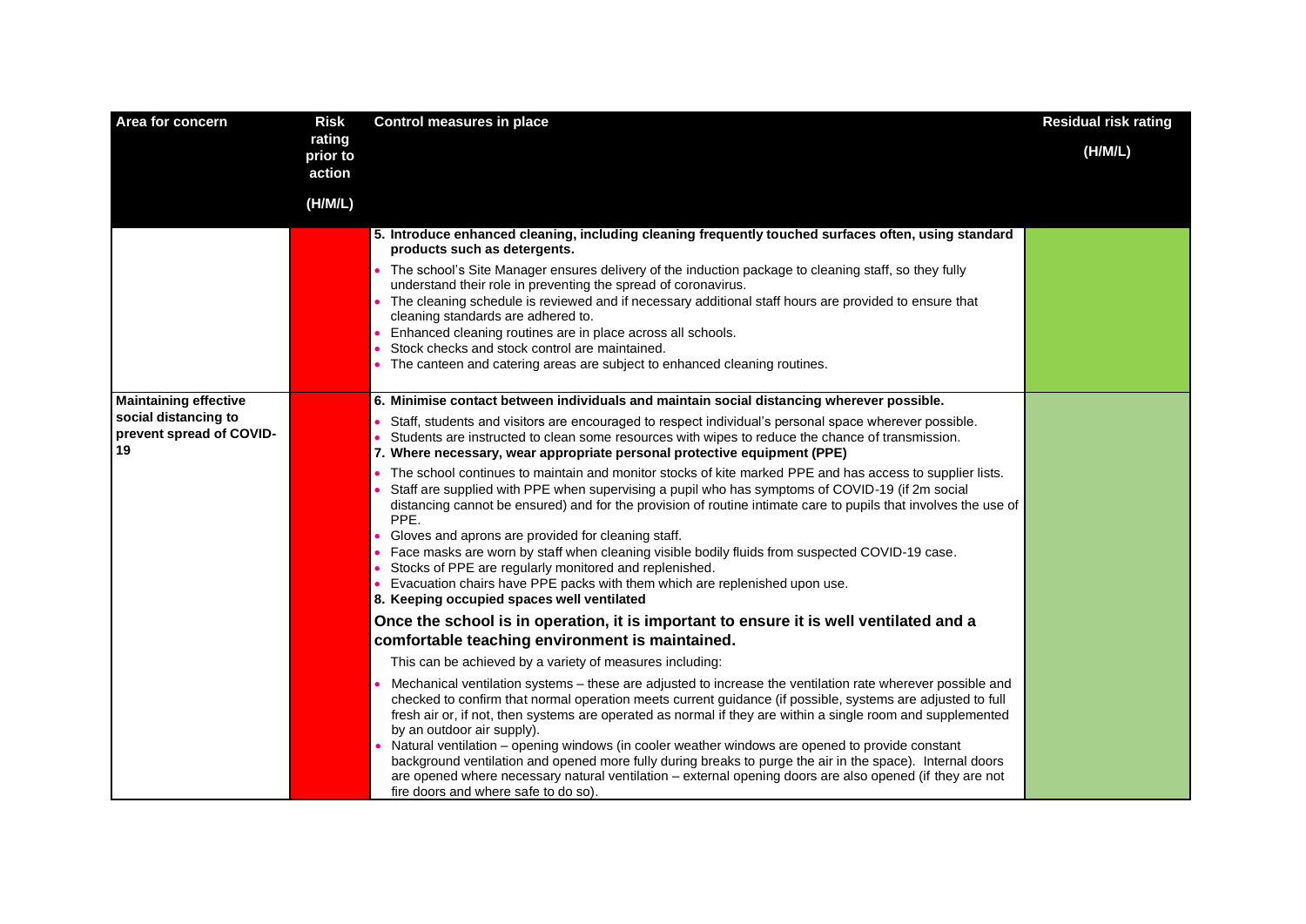| Area for concern | Risk rating prior to action (H/M/L) | Control measures in place | Residual risk rating (H/M/L) |
|---|---|---|---|
| | | **5. Introduce enhanced cleaning, including cleaning frequently touched surfaces often, using standard products such as detergents.**<br>• The school's Site Manager ensures delivery of the induction package to cleaning staff, so they fully understand their role in preventing the spread of coronavirus.<br>• The cleaning schedule is reviewed and if necessary additional staff hours are provided to ensure that cleaning standards are adhered to.<br>• Enhanced cleaning routines are in place across all schools.<br>• Stock checks and stock control are maintained.<br>• The canteen and catering areas are subject to enhanced cleaning routines. | |
| **Maintaining effective social distancing to prevent spread of COVID-19** | | **6. Minimise contact between individuals and maintain social distancing wherever possible.**<br>• Staff, students and visitors are encouraged to respect individual's personal space wherever possible.<br>• Students are instructed to clean some resources with wipes to reduce the chance of transmission.<br>**7. Where necessary, wear appropriate personal protective equipment (PPE)**<br>• The school continues to maintain and monitor stocks of kite marked PPE and has access to supplier lists.<br>• Staff are supplied with PPE when supervising a pupil who has symptoms of COVID-19 (if 2m social distancing cannot be ensured) and for the provision of routine intimate care to pupils that involves the use of PPE.<br>• Gloves and aprons are provided for cleaning staff.<br>• Face masks are worn by staff when cleaning visible bodily fluids from suspected COVID-19 case.<br>• Stocks of PPE are regularly monitored and replenished.<br>• Evacuation chairs have PPE packs with them which are replenished upon use.<br>**8. Keeping occupied spaces well ventilated**<br>**Once the school is in operation, it is important to ensure it is well ventilated and a comfortable teaching environment is maintained.**<br>This can be achieved by a variety of measures including:<br>• Mechanical ventilation systems – these are adjusted to increase the ventilation rate wherever possible and checked to confirm that normal operation meets current guidance (if possible, systems are adjusted to full fresh air or, if not, then systems are operated as normal if they are within a single room and supplemented by an outdoor air supply).<br>• Natural ventilation – opening windows (in cooler weather windows are opened to provide constant background ventilation and opened more fully during breaks to purge the air in the space). Internal doors are opened where necessary natural ventilation – external opening doors are also opened (if they are not fire doors and where safe to do so). | |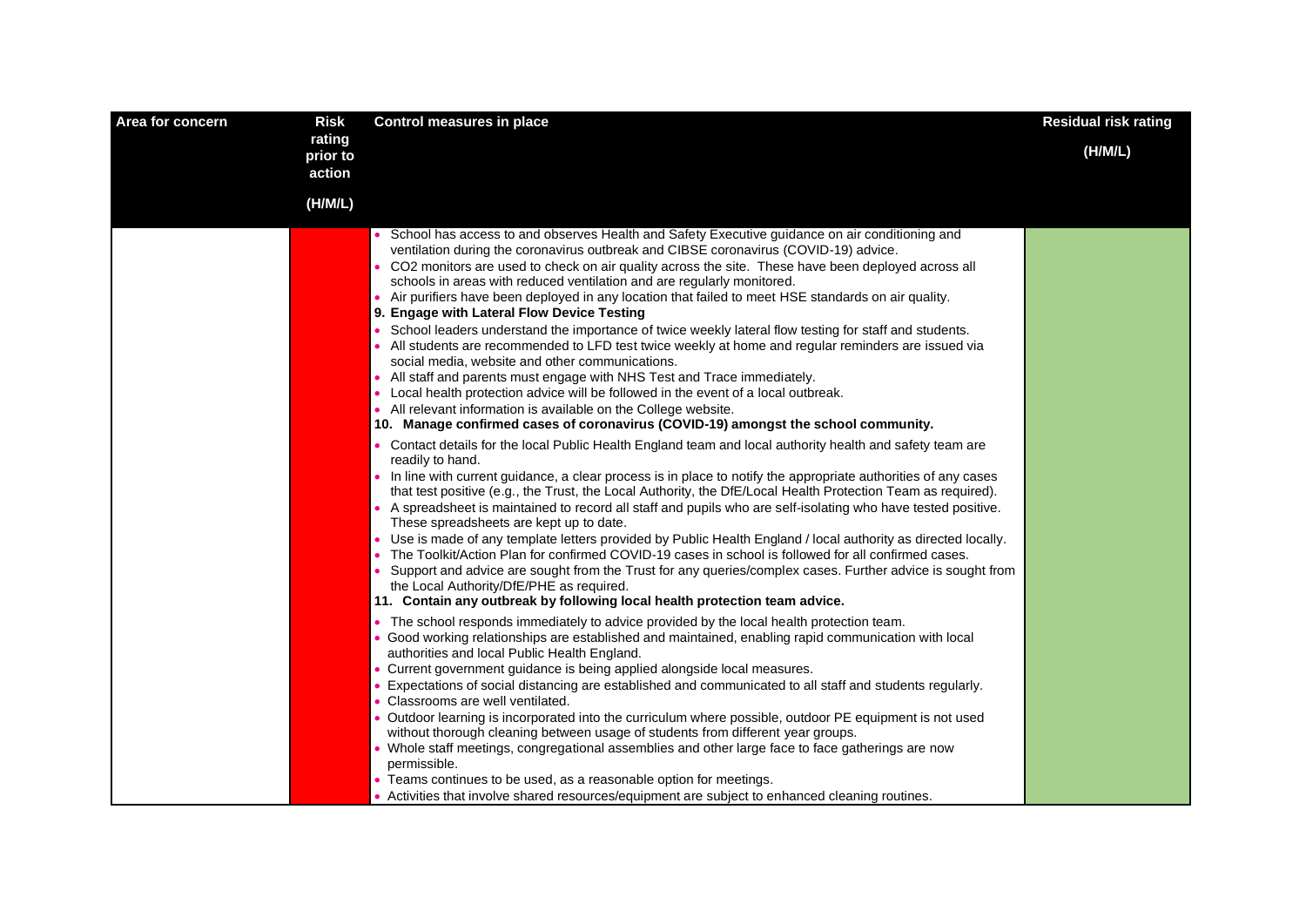| Area for concern | Risk rating prior to action (H/M/L) | Control measures in place | Residual risk rating (H/M/L) |
| --- | --- | --- | --- |
| | | • School has access to and observes Health and Safety Executive guidance on air conditioning and ventilation during the coronavirus outbreak and CIBSE coronavirus (COVID-19) advice.<br>• $CO_2$ monitors are used to check on air quality across the site. These have been deployed across all schools in areas with reduced ventilation and are regularly monitored.<br>• Air purifiers have been deployed in any location that failed to meet HSE standards on air quality.<br>**9. Engage with Lateral Flow Device Testing**<br>• School leaders understand the importance of twice weekly lateral flow testing for staff and students.<br>• All students are recommended to LFD test twice weekly at home and regular reminders are issued via social media, website and other communications.<br>• All staff and parents must engage with NHS Test and Trace immediately.<br>• Local health protection advice will be followed in the event of a local outbreak.<br>• All relevant information is available on the College website.<br>**10. Manage confirmed cases of coronavirus (COVID-19) amongst the school community.**<br>• Contact details for the local Public Health England team and local authority health and safety team are readily to hand.<br>• In line with current guidance, a clear process is in place to notify the appropriate authorities of any cases that test positive (e.g., the Trust, the Local Authority, the DfE/Local Health Protection Team as required).<br>• A spreadsheet is maintained to record all staff and pupils who are self-isolating who have tested positive. These spreadsheets are kept up to date.<br>• Use is made of any template letters provided by Public Health England / local authority as directed locally.<br>• The Toolkit/Action Plan for confirmed COVID-19 cases in school is followed for all confirmed cases.<br>• Support and advice are sought from the Trust for any queries/complex cases. Further advice is sought from the Local Authority/DfE/PHE as required.<br>**11. Contain any outbreak by following local health protection team advice.**<br>• The school responds immediately to advice provided by the local health protection team.<br>• Good working relationships are established and maintained, enabling rapid communication with local authorities and local Public Health England.<br>• Current government guidance is being applied alongside local measures.<br>• Expectations of social distancing are established and communicated to all staff and students regularly.<br>• Classrooms are well ventilated.<br>• Outdoor learning is incorporated into the curriculum where possible, outdoor PE equipment is not used without thorough cleaning between usage of students from different year groups.<br>• Whole staff meetings, congregational assemblies and other large face to face gatherings are now permissible.<br>• Teams continues to be used, as a reasonable option for meetings.<br>• Activities that involve shared resources/equipment are subject to enhanced cleaning routines. | |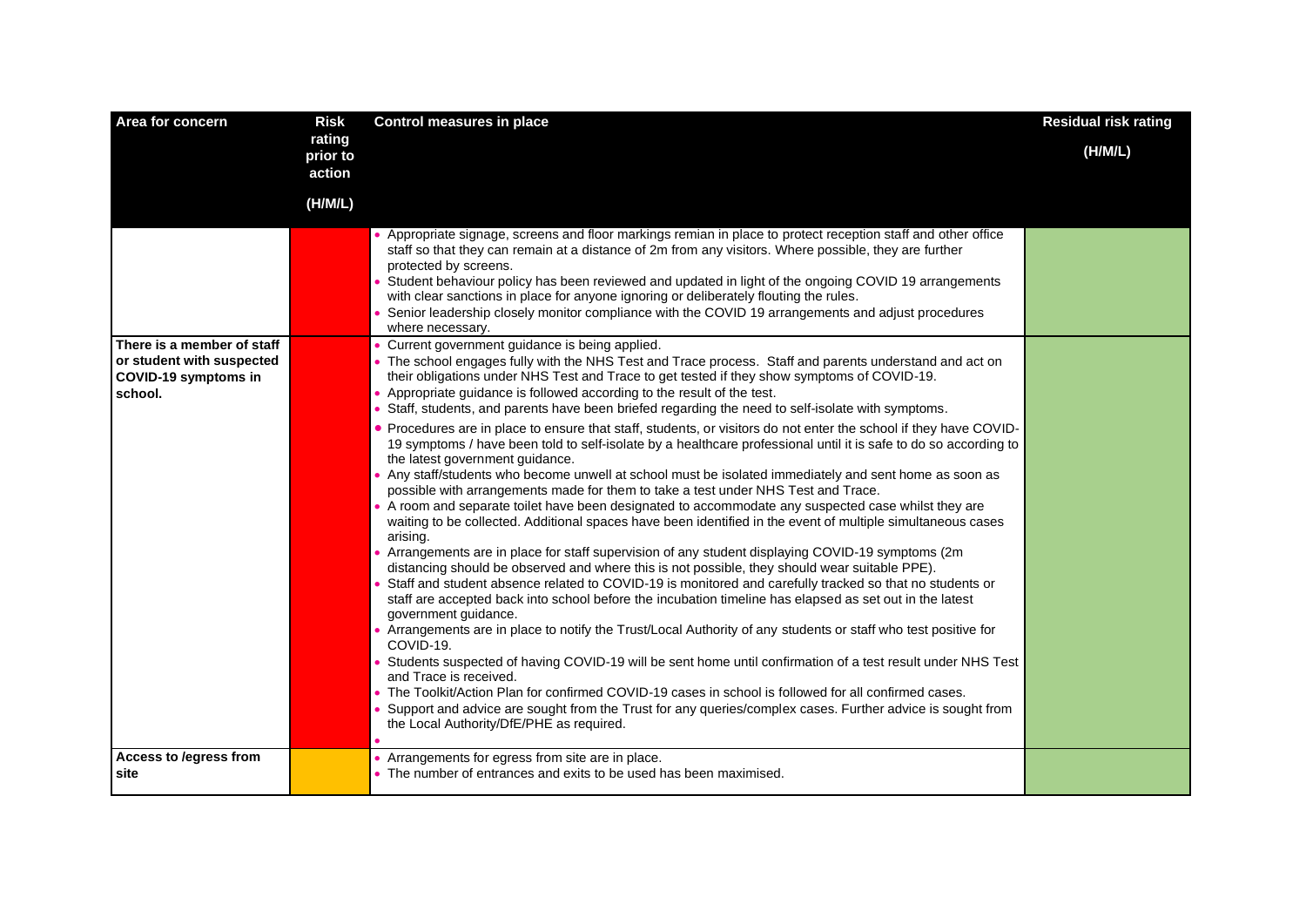| Area for concern | Risk rating prior to action (H/M/L) | Control measures in place | Residual risk rating (H/M/L) |
|---|---|---|---|
| | | • Appropriate signage, screens and floor markings remian in place to protect reception staff and other office staff so that they can remain at a distance of 2m from any visitors. Where possible, they are further protected by screens.<br>• Student behaviour policy has been reviewed and updated in light of the ongoing COVID 19 arrangements with clear sanctions in place for anyone ignoring or deliberately flouting the rules.<br>• Senior leadership closely monitor compliance with the COVID 19 arrangements and adjust procedures where necessary. | |
| **There is a member of staff or student with suspected COVID-19 symptoms in school.** | | • Current government guidance is being applied.<br>• The school engages fully with the NHS Test and Trace process. Staff and parents understand and act on their obligations under NHS Test and Trace to get tested if they show symptoms of COVID-19.<br>• Appropriate guidance is followed according to the result of the test.<br>• Staff, students, and parents have been briefed regarding the need to self-isolate with symptoms.<br>• Procedures are in place to ensure that staff, students, or visitors do not enter the school if they have COVID-19 symptoms / have been told to self-isolate by a healthcare professional until it is safe to do so according to the latest government guidance.<br>• Any staff/students who become unwell at school must be isolated immediately and sent home as soon as possible with arrangements made for them to take a test under NHS Test and Trace.<br>• A room and separate toilet have been designated to accommodate any suspected case whilst they are waiting to be collected. Additional spaces have been identified in the event of multiple simultaneous cases arising.<br>• Arrangements are in place for staff supervision of any student displaying COVID-19 symptoms (2m distancing should be observed and where this is not possible, they should wear suitable PPE).<br>• Staff and student absence related to COVID-19 is monitored and carefully tracked so that no students or staff are accepted back into school before the incubation timeline has elapsed as set out in the latest government guidance.<br>• Arrangements are in place to notify the Trust/Local Authority of any students or staff who test positive for COVID-19.<br>• Students suspected of having COVID-19 will be sent home until confirmation of a test result under NHS Test and Trace is received.<br>• The Toolkit/Action Plan for confirmed COVID-19 cases in school is followed for all confirmed cases.<br>• Support and advice are sought from the Trust for any queries/complex cases. Further advice is sought from the Local Authority/DfE/PHE as required.<br>• | |
| **Access to /egress from site** | | • Arrangements for egress from site are in place.<br>• The number of entrances and exits to be used has been maximised. | |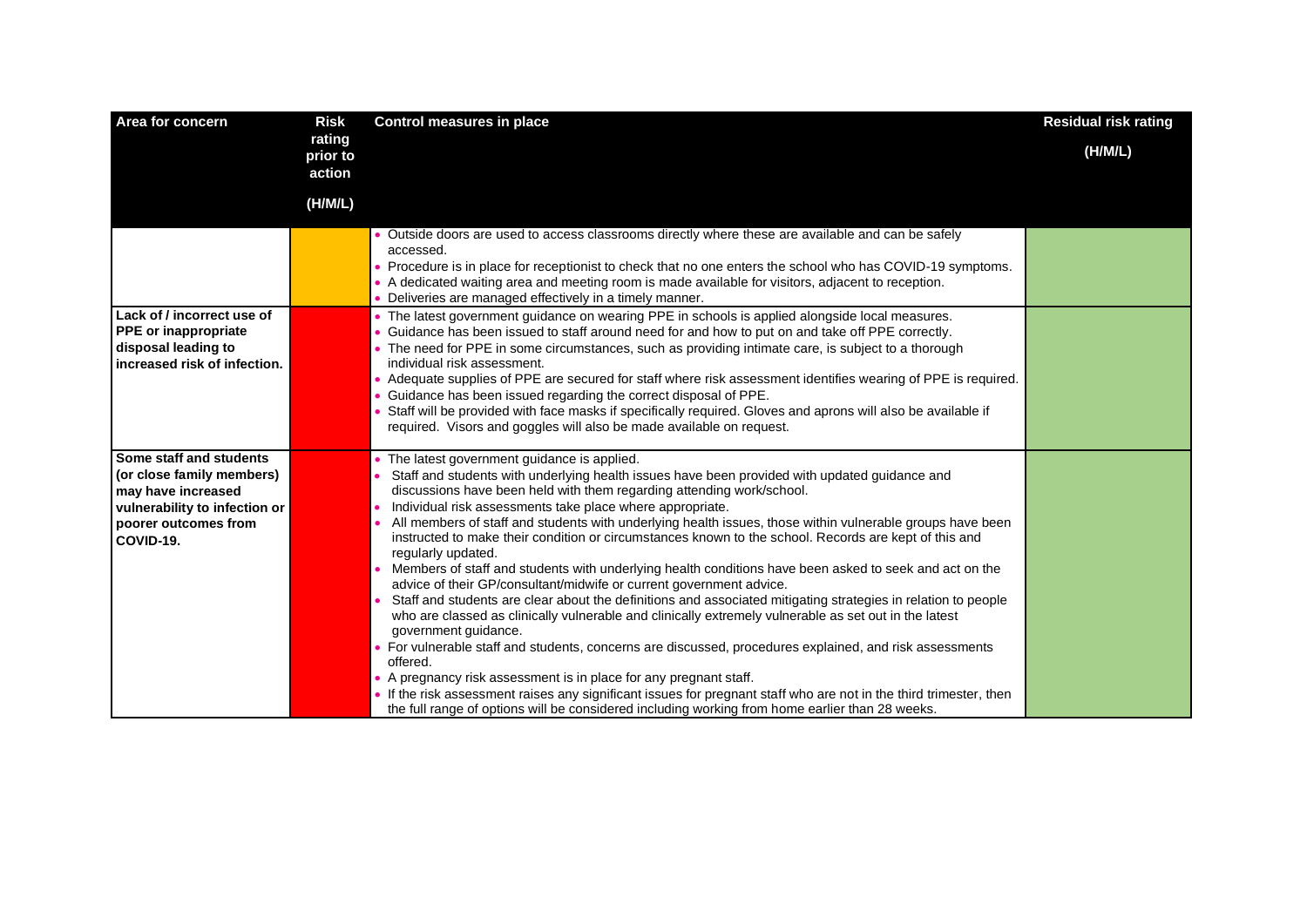| Area for concern | Risk rating prior to action (H/M/L) | Control measures in place | Residual risk rating (H/M/L) |
|---|---|---|---|
| | | • Outside doors are used to access classrooms directly where these are available and can be safely accessed.<br>• Procedure is in place for receptionist to check that no one enters the school who has COVID-19 symptoms.<br>• A dedicated waiting area and meeting room is made available for visitors, adjacent to reception.<br>• Deliveries are managed effectively in a timely manner. | |
| **Lack of / incorrect use of PPE or inappropriate disposal leading to increased risk of infection.** | | • The latest government guidance on wearing PPE in schools is applied alongside local measures.<br>• Guidance has been issued to staff around need for and how to put on and take off PPE correctly.<br>• The need for PPE in some circumstances, such as providing intimate care, is subject to a thorough individual risk assessment.<br>• Adequate supplies of PPE are secured for staff where risk assessment identifies wearing of PPE is required.<br>• Guidance has been issued regarding the correct disposal of PPE.<br>• Staff will be provided with face masks if specifically required. Gloves and aprons will also be available if required. Visors and goggles will also be made available on request. | |
| **Some staff and students (or close family members) may have increased vulnerability to infection or poorer outcomes from COVID-19.** | | • The latest government guidance is applied.<br>• Staff and students with underlying health issues have been provided with updated guidance and discussions have been held with them regarding attending work/school.<br>• Individual risk assessments take place where appropriate.<br>• All members of staff and students with underlying health issues, those within vulnerable groups have been instructed to make their condition or circumstances known to the school. Records are kept of this and regularly updated.<br>• Members of staff and students with underlying health conditions have been asked to seek and act on the advice of their GP/consultant/midwife or current government advice.<br>• Staff and students are clear about the definitions and associated mitigating strategies in relation to people who are classed as clinically vulnerable and clinically extremely vulnerable as set out in the latest government guidance.<br>• For vulnerable staff and students, concerns are discussed, procedures explained, and risk assessments offered.<br>• A pregnancy risk assessment is in place for any pregnant staff.<br>• If the risk assessment raises any significant issues for pregnant staff who are not in the third trimester, then the full range of options will be considered including working from home earlier than 28 weeks. | |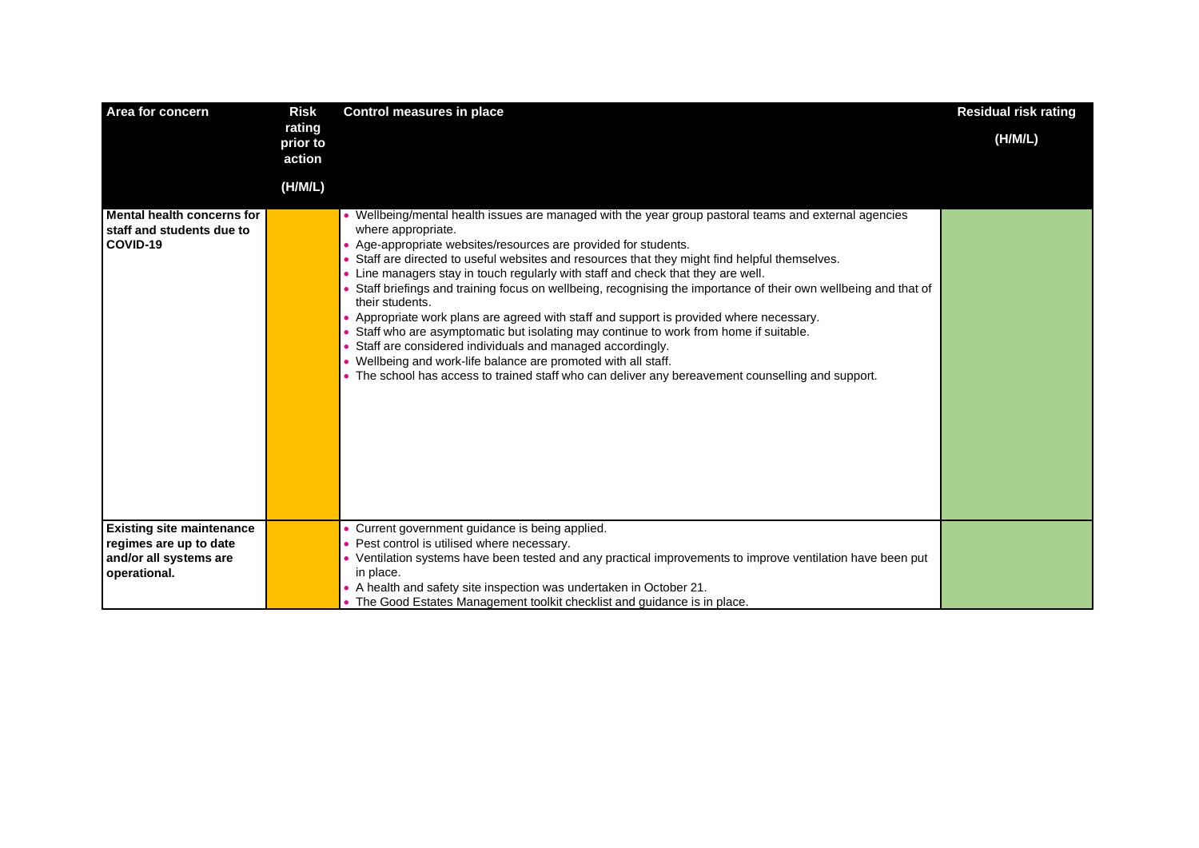| Area for concern | Risk rating prior to action (H/M/L) | Control measures in place | Residual risk rating (H/M/L) |
|---|---|---|---|
| **Mental health concerns for staff and students due to COVID-19** | | • Wellbeing/mental health issues are managed with the year group pastoral teams and external agencies where appropriate.<br>• Age-appropriate websites/resources are provided for students.<br>• Staff are directed to useful websites and resources that they might find helpful themselves.<br>• Line managers stay in touch regularly with staff and check that they are well.<br>• Staff briefings and training focus on wellbeing, recognising the importance of their own wellbeing and that of their students.<br>• Appropriate work plans are agreed with staff and support is provided where necessary.<br>• Staff who are asymptomatic but isolating may continue to work from home if suitable.<br>• Staff are considered individuals and managed accordingly.<br>• Wellbeing and work-life balance are promoted with all staff.<br>• The school has access to trained staff who can deliver any bereavement counselling and support. | |
| **Existing site maintenance regimes are up to date and/or all systems are operational.** | | • Current government guidance is being applied.<br>• Pest control is utilised where necessary.<br>• Ventilation systems have been tested and any practical improvements to improve ventilation have been put in place.<br>• A health and safety site inspection was undertaken in October 21.<br>• The Good Estates Management toolkit checklist and guidance is in place. | |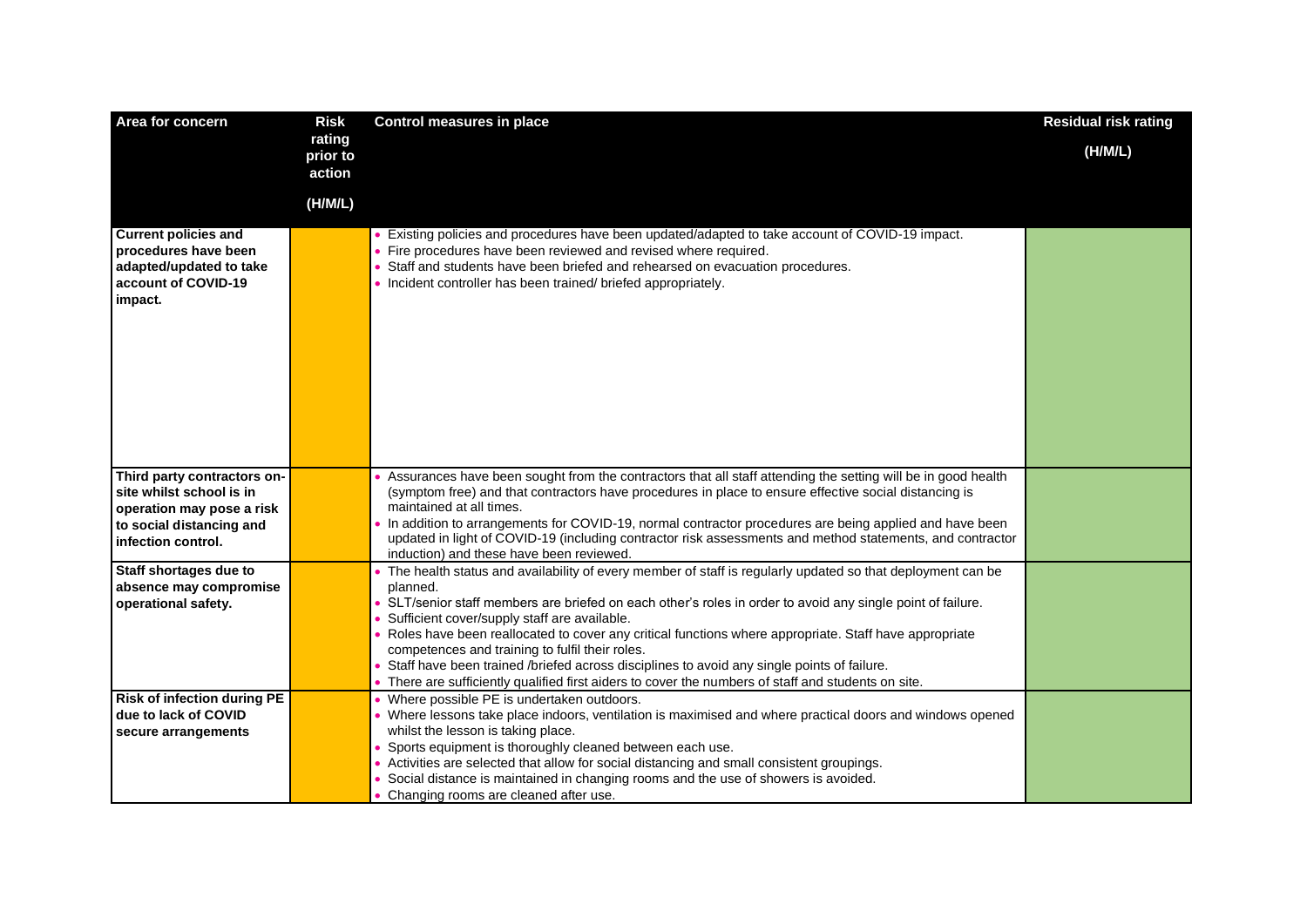| Area for concern | Risk rating prior to action (H/M/L) | Control measures in place | Residual risk rating (H/M/L) |
|---|---|---|---|
| **Current policies and procedures have been adapted/updated to take account of COVID-19 impact.** | | • Existing policies and procedures have been updated/adapted to take account of COVID-19 impact.<br>• Fire procedures have been reviewed and revised where required.<br>• Staff and students have been briefed and rehearsed on evacuation procedures.<br>• Incident controller has been trained/ briefed appropriately. | |
| **Third party contractors on-site whilst school is in operation may pose a risk to social distancing and infection control.** | | • Assurances have been sought from the contractors that all staff attending the setting will be in good health (symptom free) and that contractors have procedures in place to ensure effective social distancing is maintained at all times.<br>• In addition to arrangements for COVID-19, normal contractor procedures are being applied and have been updated in light of COVID-19 (including contractor risk assessments and method statements, and contractor induction) and these have been reviewed. | |
| **Staff shortages due to absence may compromise operational safety.** | | • The health status and availability of every member of staff is regularly updated so that deployment can be planned.<br>• SLT/senior staff members are briefed on each other's roles in order to avoid any single point of failure.<br>• Sufficient cover/supply staff are available.<br>• Roles have been reallocated to cover any critical functions where appropriate. Staff have appropriate competences and training to fulfil their roles.<br>• Staff have been trained /briefed across disciplines to avoid any single points of failure.<br>• There are sufficiently qualified first aiders to cover the numbers of staff and students on site. | |
| **Risk of infection during PE due to lack of COVID secure arrangements** | | • Where possible PE is undertaken outdoors.<br>• Where lessons take place indoors, ventilation is maximised and where practical doors and windows opened whilst the lesson is taking place.<br>• Sports equipment is thoroughly cleaned between each use.<br>• Activities are selected that allow for social distancing and small consistent groupings.<br>• Social distance is maintained in changing rooms and the use of showers is avoided.<br>• Changing rooms are cleaned after use. | |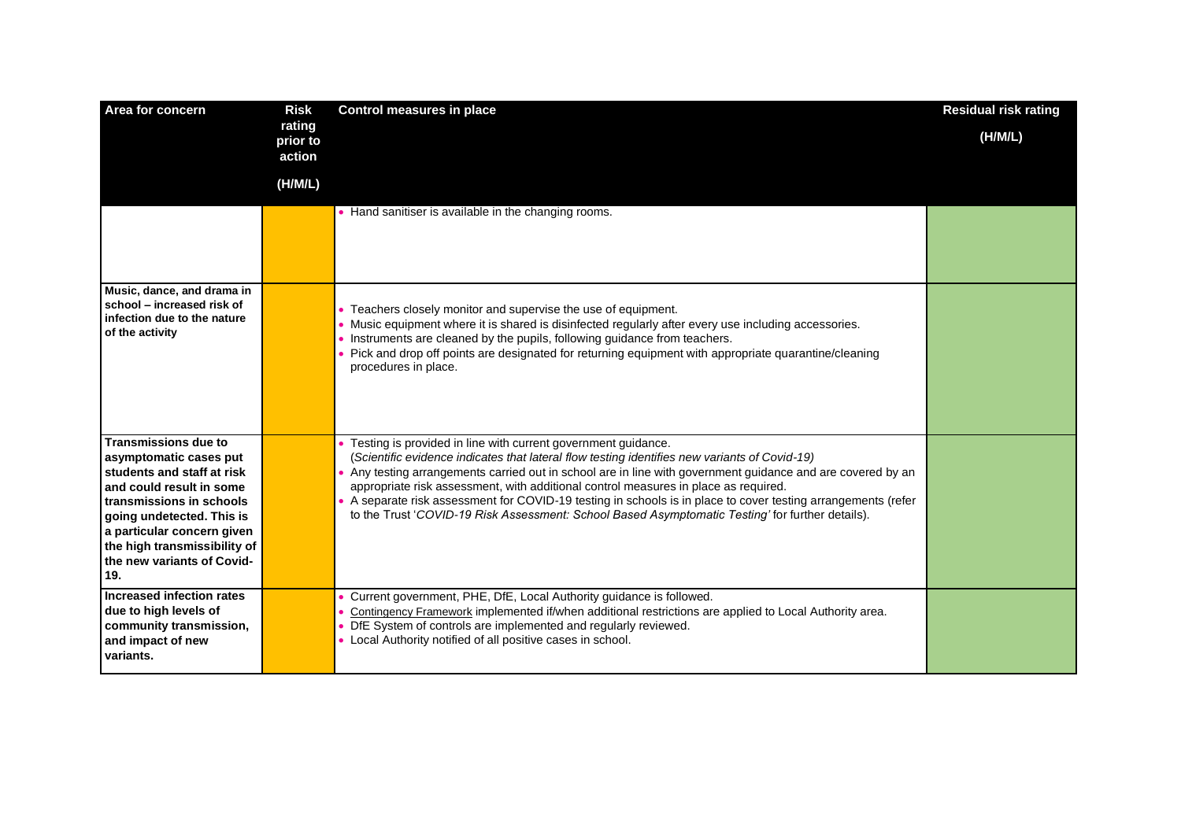| Area for concern | Risk rating prior to action (H/M/L) | Control measures in place | Residual risk rating (H/M/L) |
|---|---|---|---|
| | | • Hand sanitiser is available in the changing rooms. | |
| **Music, dance, and drama in school – increased risk of infection due to the nature of the activity** | | • Teachers closely monitor and supervise the use of equipment.<br>• Music equipment where it is shared is disinfected regularly after every use including accessories.<br>• Instruments are cleaned by the pupils, following guidance from teachers.<br>• Pick and drop off points are designated for returning equipment with appropriate quarantine/cleaning procedures in place. | |
| **Transmissions due to asymptomatic cases put students and staff at risk and could result in some transmissions in schools going undetected. This is a particular concern given the high transmissibility of the new variants of Covid-19.** | | • Testing is provided in line with current government guidance.<br>(*Scientific evidence indicates that lateral flow testing identifies new variants of Covid-19)*<br>• Any testing arrangements carried out in school are in line with government guidance and are covered by an appropriate risk assessment, with additional control measures in place as required.<br>• A separate risk assessment for COVID-19 testing in schools is in place to cover testing arrangements (refer to the Trust '*COVID-19 Risk Assessment: School Based Asymptomatic Testing'* for further details). | |
| **Increased infection rates due to high levels of community transmission, and impact of new variants.** | | • Current government, PHE, DfE, Local Authority guidance is followed.<br>• Contingency Framework implemented if/when additional restrictions are applied to Local Authority area.<br>• DfE System of controls are implemented and regularly reviewed.<br>• Local Authority notified of all positive cases in school. | |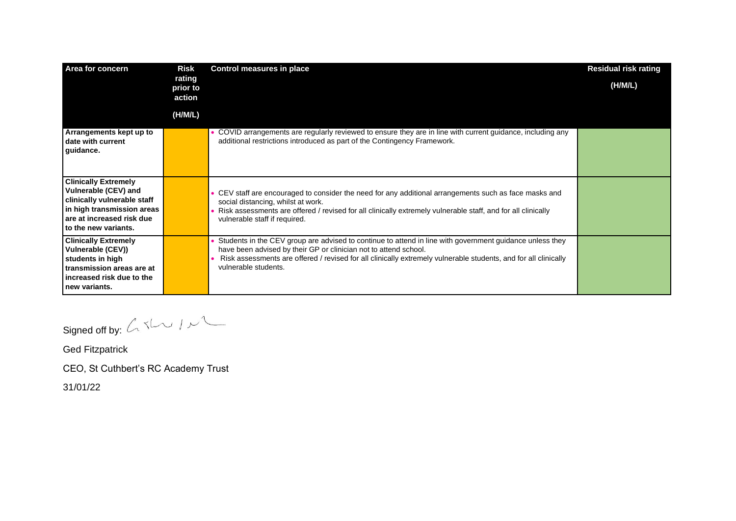| Area for concern | Risk rating prior to action (H/M/L) | Control measures in place | Residual risk rating (H/M/L) |
|---|---|---|---|
| **Arrangements kept up to date with current guidance.** | | • COVID arrangements are regularly reviewed to ensure they are in line with current guidance, including any additional restrictions introduced as part of the Contingency Framework. | |
| **Clinically Extremely Vulnerable (CEV) and clinically vulnerable staff in high transmission areas are at increased risk due to the new variants.** | | • CEV staff are encouraged to consider the need for any additional arrangements such as face masks and social distancing, whilst at work.<br>• Risk assessments are offered / revised for all clinically extremely vulnerable staff, and for all clinically vulnerable staff if required. | |
| **Clinically Extremely Vulnerable (CEV)) students in high transmission areas are at increased risk due to the new variants.** | | • Students in the CEV group are advised to continue to attend in line with government guidance unless they have been advised by their GP or clinician not to attend school.<br>• Risk assessments are offered / revised for all clinically extremely vulnerable students, and for all clinically vulnerable students. | |

Signed off by:

Ged Fitzpatrick

CEO, St Cuthbert's RC Academy Trust

31/01/22